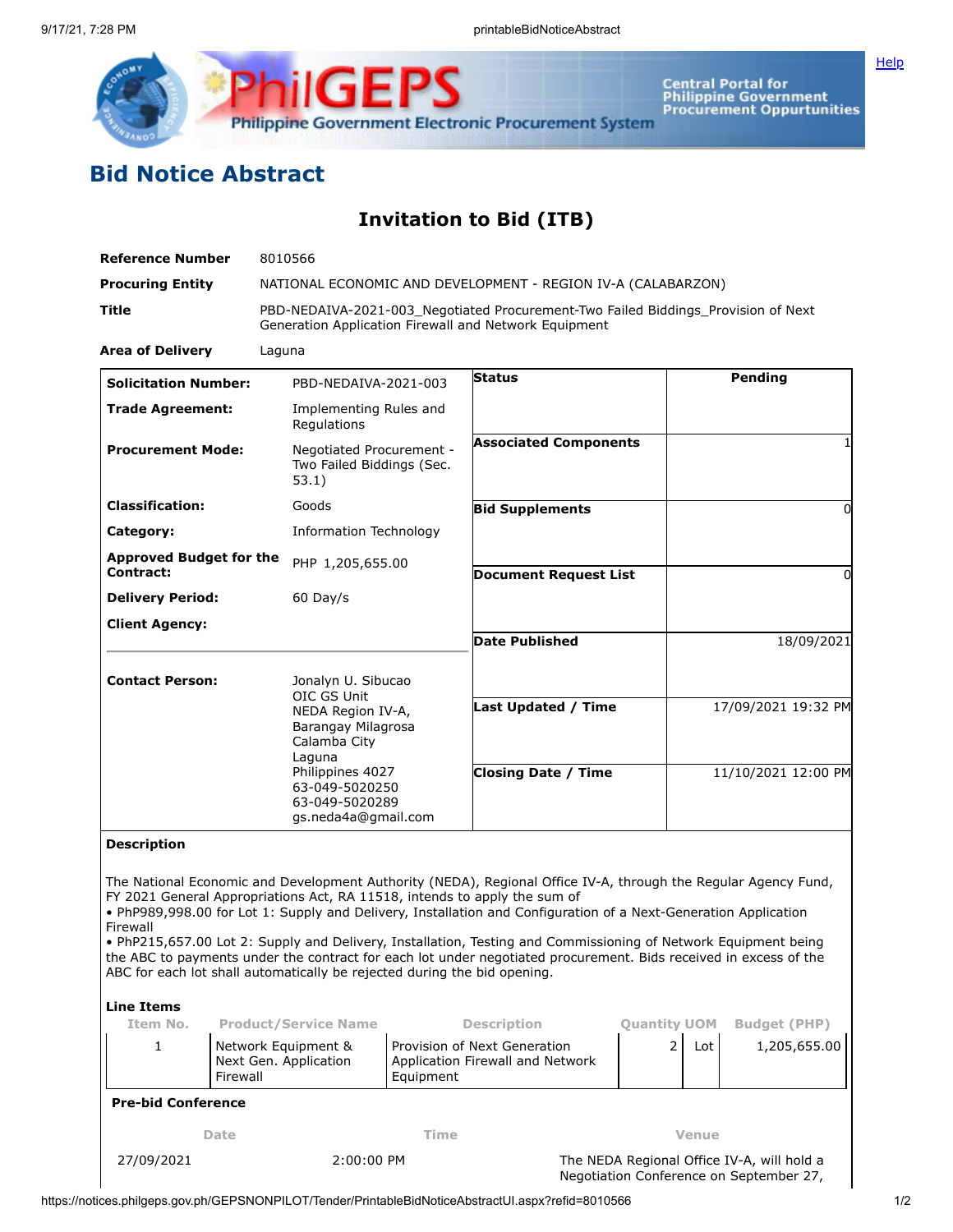# Bid Notice Abstract

## Invitation to Bid (ITB)

| | |
|---|---|
| **Reference Number** | 8010566 |
| **Procuring Entity** | NATIONAL ECONOMIC AND DEVELOPMENT - REGION IV-A (CALABARZON) |
| **Title** | PBD-NEDAIVA-2021-003_Negotiated Procurement-Two Failed Biddings_Provision of Next Generation Application Firewall and Network Equipment |
| **Area of Delivery** | Laguna |

| | | | |
|---|---|---|---|
| **Solicitation Number:** | PBD-NEDAIVA-2021-003 | **Status** | Pending |
| **Trade Agreement:** | Implementing Rules and Regulations | **Associated Components** | 1 |
| **Procurement Mode:** | Negotiated Procurement - Two Failed Biddings (Sec. 53.1) | **Bid Supplements** | 0 |
| **Classification:** | Goods | **Document Request List** | 0 |
| **Category:** | Information Technology | **Date Published** | 18/09/2021 |
| **Approved Budget for the Contract:** | PHP 1,205,655.00 | **Last Updated / Time** | 17/09/2021 19:32 PM |
| **Delivery Period:** | 60 Day/s | **Closing Date / Time** | 11/10/2021 12:00 PM |
| **Client Agency:** | | | |
| **Contact Person:** | Jonalyn U. Sibucao<br>OIC GS Unit<br>NEDA Region IV-A,<br>Barangay Milagrosa<br>Calamba City<br>Laguna<br>Philippines 4027<br>63-049-5020250<br>63-049-5020289<br>gs.neda4a@gmail.com | | |

**Description**

The National Economic and Development Authority (NEDA), Regional Office IV-A, through the Regular Agency Fund, FY 2021 General Appropriations Act, RA 11518, intends to apply the sum of

- PhP989,998.00 for Lot 1: Supply and Delivery, Installation and Configuration of a Next-Generation Application Firewall
- PhP215,657.00 Lot 2: Supply and Delivery, Installation, Testing and Commissioning of Network Equipment being the ABC to payments under the contract for each lot under negotiated procurement. Bids received in excess of the ABC for each lot shall automatically be rejected during the bid opening.

**Line Items**

| Item No. | Product/Service Name | Description | Quantity | UOM | Budget (PHP) |
|---|---|---|---|---|---|
| 1 | Network Equipment & Next Gen. Application Firewall | Provision of Next Generation Application Firewall and Network Equipment | 2 | Lot | 1,205,655.00 |

**Pre-bid Conference**

| Date | Time | Venue |
|---|---|---|
| 27/09/2021 | 2:00:00 PM | The NEDA Regional Office IV-A, will hold a Negotiation Conference on September 27, |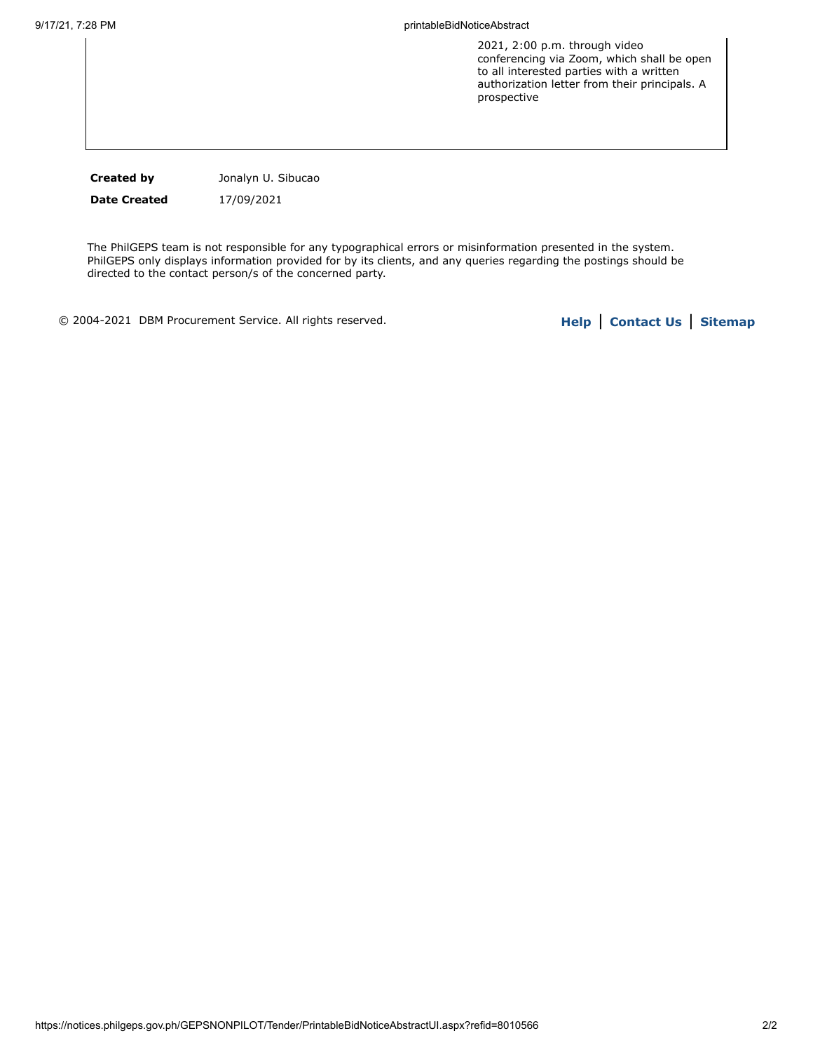2021, 2:00 p.m. through video conferencing via Zoom, which shall be open to all interested parties with a written authorization letter from their principals. A prospective

| | |
|---|---|
| **Created by** | Jonalyn U. Sibucao |
| **Date Created** | 17/09/2021 |

The PhilGEPS team is not responsible for any typographical errors or misinformation presented in the system. PhilGEPS only displays information provided for by its clients, and any queries regarding the postings should be directed to the contact person/s of the concerned party.

© 2004-2021 DBM Procurement Service. All rights reserved.

**Help** | **Contact Us** | **Sitemap**